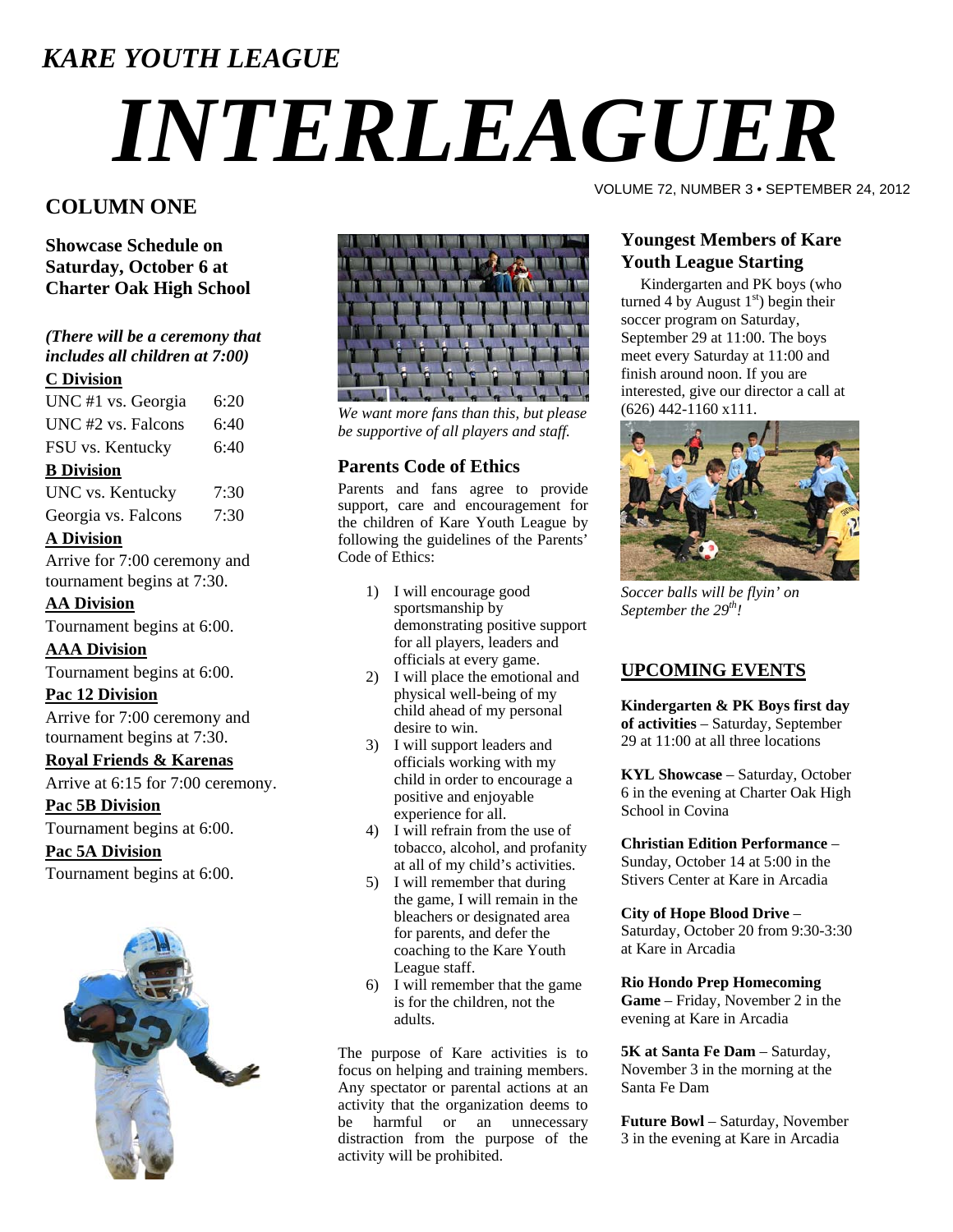*KARE YOUTH LEAGUE*

# *INTERLEAGUER*

VOLUME 72, NUMBER 3 • SEPTEMBER 24, 2012

## COLUMN ONE

### Showcase Schedule on Saturday, October 6 at Charter Oak High School

***(There will be a ceremony that includes all children at 7:00)***

**C Division**

| | |
|---|---|
| UNC #1 vs. Georgia | 6:20 |
| UNC #2 vs. Falcons | 6:40 |
| FSU vs. Kentucky | 6:40 |

**B Division**

| | |
|---|---|
| UNC vs. Kentucky | 7:30 |
| Georgia vs. Falcons | 7:30 |

**A Division**

Arrive for 7:00 ceremony and tournament begins at 7:30.

**AA Division**

Tournament begins at 6:00.

**AAA Division**

Tournament begins at 6:00.

**Pac 12 Division**

Arrive for 7:00 ceremony and tournament begins at 7:30.

**Royal Friends & Karenas**

Arrive at 6:15 for 7:00 ceremony.

**Pac 5B Division**

Tournament begins at 6:00.

**Pac 5A Division**

Tournament begins at 6:00.

*We want more fans than this, but please be supportive of all players and staff.*

### Parents Code of Ethics

Parents and fans agree to provide support, care and encouragement for the children of Kare Youth League by following the guidelines of the Parents' Code of Ethics:

1) I will encourage good sportsmanship by demonstrating positive support for all players, leaders and officials at every game.
2) I will place the emotional and physical well-being of my child ahead of my personal desire to win.
3) I will support leaders and officials working with my child in order to encourage a positive and enjoyable experience for all.
4) I will refrain from the use of tobacco, alcohol, and profanity at all of my child's activities.
5) I will remember that during the game, I will remain in the bleachers or designated area for parents, and defer the coaching to the Kare Youth League staff.
6) I will remember that the game is for the children, not the adults.

The purpose of Kare activities is to focus on helping and training members. Any spectator or parental actions at an activity that the organization deems to be harmful or an unnecessary distraction from the purpose of the activity will be prohibited.

### Youngest Members of Kare Youth League Starting

Kindergarten and PK boys (who turned 4 by August 1st) begin their soccer program on Saturday, September 29 at 11:00. The boys meet every Saturday at 11:00 and finish around noon. If you are interested, give our director a call at (626) 442-1160 x111.

*Soccer balls will be flyin' on September the 29th!*

## UPCOMING EVENTS

**Kindergarten & PK Boys first day of activities** – Saturday, September 29 at 11:00 at all three locations

**KYL Showcase** – Saturday, October 6 in the evening at Charter Oak High School in Covina

**Christian Edition Performance** – Sunday, October 14 at 5:00 in the Stivers Center at Kare in Arcadia

**City of Hope Blood Drive** – Saturday, October 20 from 9:30-3:30 at Kare in Arcadia

**Rio Hondo Prep Homecoming Game** – Friday, November 2 in the evening at Kare in Arcadia

**5K at Santa Fe Dam** – Saturday, November 3 in the morning at the Santa Fe Dam

**Future Bowl** – Saturday, November 3 in the evening at Kare in Arcadia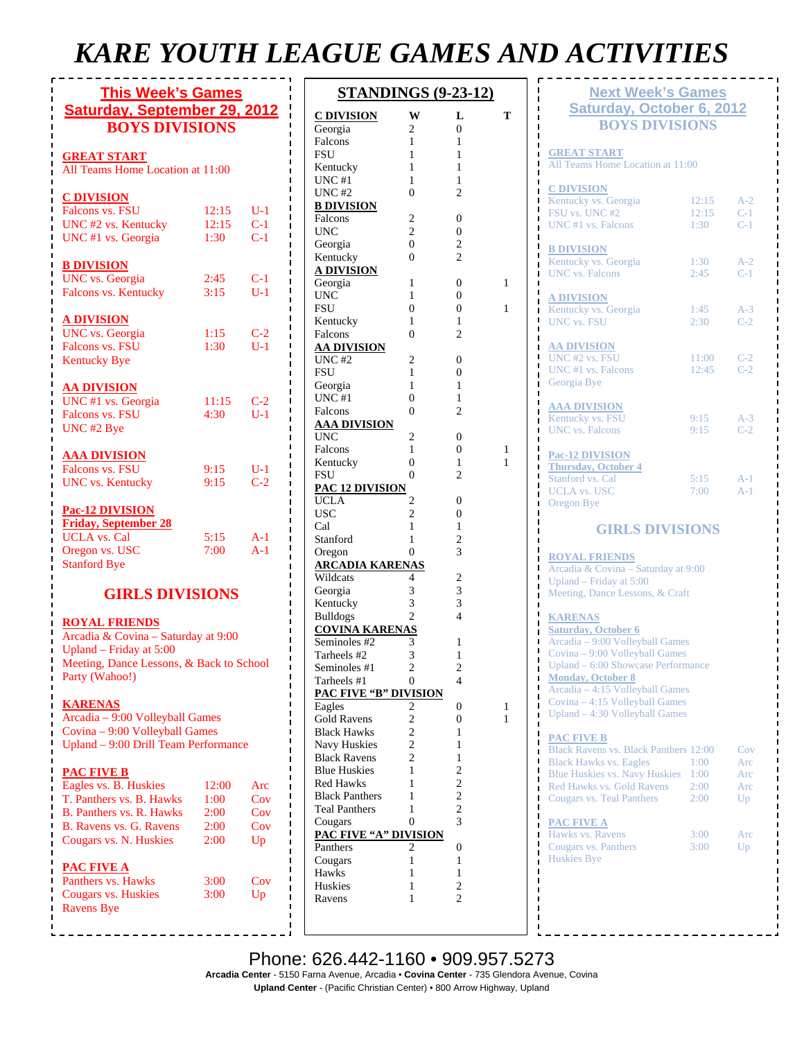# KARE YOUTH LEAGUE GAMES AND ACTIVITIES

## This Week's Games
## Saturday, September 29, 2012
## BOYS DIVISIONS

**GREAT START**

All Teams Home Location at 11:00

**C DIVISION**

| | | |
|---|---|---|
| Falcons vs. FSU | 12:15 | U-1 |
| UNC #2 vs. Kentucky | 12:15 | C-1 |
| UNC #1 vs. Georgia | 1:30 | C-1 |

**B DIVISION**

| | | |
|---|---|---|
| UNC vs. Georgia | 2:45 | C-1 |
| Falcons vs. Kentucky | 3:15 | U-1 |

**A DIVISION**

| | | |
|---|---|---|
| UNC vs. Georgia | 1:15 | C-2 |
| Falcons vs. FSU | 1:30 | U-1 |
| Kentucky Bye | | |

**AA DIVISION**

| | | |
|---|---|---|
| UNC #1 vs. Georgia | 11:15 | C-2 |
| Falcons vs. FSU | 4:30 | U-1 |
| UNC #2 Bye | | |

**AAA DIVISION**

| | | |
|---|---|---|
| Falcons vs. FSU | 9:15 | U-1 |
| UNC vs. Kentucky | 9:15 | C-2 |

**Pac-12 DIVISION**

**Friday, September 28**

| | | |
|---|---|---|
| UCLA vs. Cal | 5:15 | A-1 |
| Oregon vs. USC | 7:00 | A-1 |
| Stanford Bye | | |

## GIRLS DIVISIONS

**ROYAL FRIENDS**

Arcadia & Covina – Saturday at 9:00

Upland – Friday at 5:00

Meeting, Dance Lessons, & Back to School Party (Wahoo!)

**KARENAS**

Arcadia – 9:00 Volleyball Games

Covina – 9:00 Volleyball Games

Upland – 9:00 Drill Team Performance

**PAC FIVE B**

| | | |
|---|---|---|
| Eagles vs. B. Huskies | 12:00 | Arc |
| T. Panthers vs. B. Hawks | 1:00 | Cov |
| B. Panthers vs. R. Hawks | 2:00 | Cov |
| B. Ravens vs. G. Ravens | 2:00 | Cov |
| Cougars vs. N. Huskies | 2:00 | Up |

**PAC FIVE A**

| | | |
|---|---|---|
| Panthers vs. Hawks | 3:00 | Cov |
| Cougars vs. Huskies | 3:00 | Up |
| Ravens Bye | | |

## STANDINGS (9-23-12)

| C DIVISION | W | L | T |
|---|---|---|---|
| Georgia | 2 | 0 | |
| Falcons | 1 | 1 | |
| FSU | 1 | 1 | |
| Kentucky | 1 | 1 | |
| UNC #1 | 1 | 1 | |
| UNC #2 | 0 | 2 | |
| **B DIVISION** | | | |
| Falcons | 2 | 0 | |
| UNC | 2 | 0 | |
| Georgia | 0 | 2 | |
| Kentucky | 0 | 2 | |
| **A DIVISION** | | | |
| Georgia | 1 | 0 | 1 |
| UNC | 1 | 0 | |
| FSU | 0 | 0 | 1 |
| Kentucky | 1 | 1 | |
| Falcons | 0 | 2 | |
| **AA DIVISION** | | | |
| UNC #2 | 2 | 0 | |
| FSU | 1 | 0 | |
| Georgia | 1 | 1 | |
| UNC #1 | 0 | 1 | |
| Falcons | 0 | 2 | |
| **AAA DIVISION** | | | |
| UNC | 2 | 0 | |
| Falcons | 1 | 0 | 1 |
| Kentucky | 0 | 1 | 1 |
| FSU | 0 | 2 | |
| **PAC 12 DIVISION** | | | |
| UCLA | 2 | 0 | |
| USC | 2 | 0 | |
| Cal | 1 | 1 | |
| Stanford | 1 | 2 | |
| Oregon | 0 | 3 | |
| **ARCADIA KARENAS** | | | |
| Wildcats | 4 | 2 | |
| Georgia | 3 | 3 | |
| Kentucky | 3 | 3 | |
| Bulldogs | 2 | 4 | |
| **COVINA KARENAS** | | | |
| Seminoles #2 | 3 | 1 | |
| Tarheels #2 | 3 | 1 | |
| Seminoles #1 | 2 | 2 | |
| Tarheels #1 | 0 | 4 | |
| **PAC FIVE "B" DIVISION** | | | |
| Eagles | 2 | 0 | 1 |
| Gold Ravens | 2 | 0 | 1 |
| Black Hawks | 2 | 1 | |
| Navy Huskies | 2 | 1 | |
| Black Ravens | 2 | 1 | |
| Blue Huskies | 1 | 2 | |
| Red Hawks | 1 | 2 | |
| Black Panthers | 1 | 2 | |
| Teal Panthers | 1 | 2 | |
| Cougars | 0 | 3 | |
| **PAC FIVE "A" DIVISION** | | | |
| Panthers | 2 | 0 | |
| Cougars | 1 | 1 | |
| Hawks | 1 | 1 | |
| Huskies | 1 | 2 | |
| Ravens | 1 | 2 | |

## Next Week's Games
## Saturday, October 6, 2012
## BOYS DIVISIONS

**GREAT START**

All Teams Home Location at 11:00

**C DIVISION**

| | | |
|---|---|---|
| Kentucky vs. Georgia | 12:15 | A-2 |
| FSU vs. UNC #2 | 12:15 | C-1 |
| UNC #1 vs. Falcons | 1:30 | C-1 |

**B DIVISION**

| | | |
|---|---|---|
| Kentucky vs. Georgia | 1:30 | A-2 |
| UNC vs. Falcons | 2:45 | C-1 |

**A DIVISION**

| | | |
|---|---|---|
| Kentucky vs. Georgia | 1:45 | A-3 |
| UNC vs. FSU | 2:30 | C-2 |

**AA DIVISION**

| | | |
|---|---|---|
| UNC #2 vs. FSU | 11:00 | C-2 |
| UNC #1 vs. Falcons | 12:45 | C-2 |
| Georgia Bye | | |

**AAA DIVISION**

| | | |
|---|---|---|
| Kentucky vs. FSU | 9:15 | A-3 |
| UNC vs. Falcons | 9:15 | C-2 |

**Pac-12 DIVISION**

**Thursday, October 4**

| | | |
|---|---|---|
| Stanford vs. Cal | 5:15 | A-1 |
| UCLA vs. USC | 7:00 | A-1 |
| Oregon Bye | | |

## GIRLS DIVISIONS

**ROYAL FRIENDS**

Arcadia & Covina – Saturday at 9:00

Upland – Friday at 5:00

Meeting, Dance Lessons, & Craft

**KARENAS**

**Saturday, October 6**

Arcadia – 9:00 Volleyball Games

Covina – 9:00 Volleyball Games

Upland – 6:00 Showcase Performance

**Monday, October 8**

Arcadia – 4:15 Volleyball Games

Covina – 4:15 Volleyball Games

Upland – 4:30 Volleyball Games

**PAC FIVE B**

| | | |
|---|---|---|
| Black Ravens vs. Black Panthers | 12:00 | Cov |
| Black Hawks vs. Eagles | 1:00 | Arc |
| Blue Huskies vs. Navy Huskies | 1:00 | Arc |
| Red Hawks vs. Gold Ravens | 2:00 | Arc |
| Cougars vs. Teal Panthers | 2:00 | Up |

**PAC FIVE A**

| | | |
|---|---|---|
| Hawks vs. Ravens | 3:00 | Arc |
| Cougars vs. Panthers | 3:00 | Up |
| Huskies Bye | | |

Phone: 626.442-1160 • 909.957.5273

**Arcadia Center** - 5150 Farna Avenue, Arcadia • **Covina Center** - 735 Glendora Avenue, Covina

**Upland Center** - (Pacific Christian Center) • 800 Arrow Highway, Upland